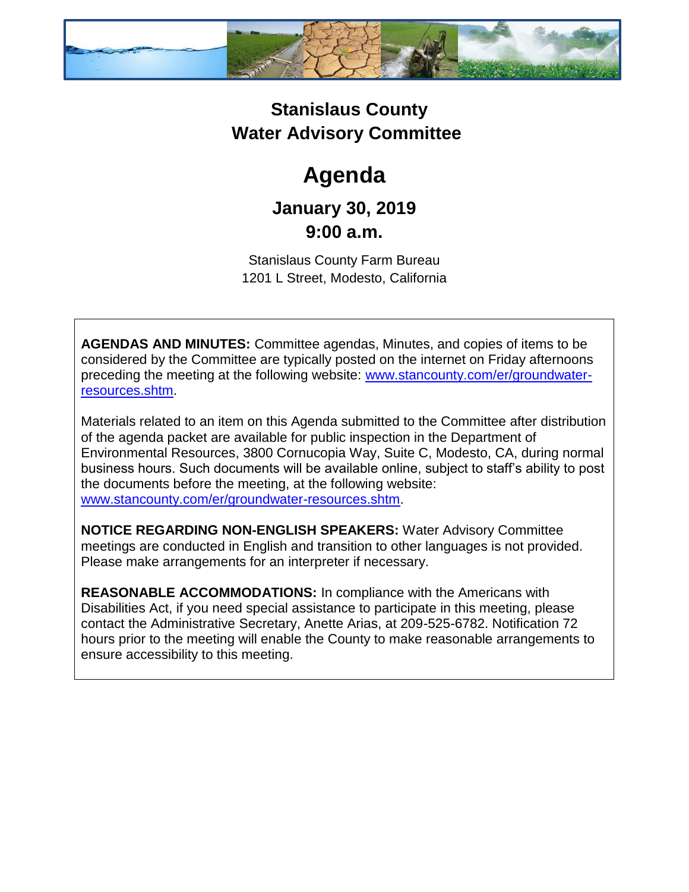# Stanislaus County Water Advisory Committee

# Agenda

## January 30, 2019
## 9:00 a.m.

Stanislaus County Farm Bureau
1201 L Street, Modesto, California

**AGENDAS AND MINUTES:** Committee agendas, Minutes, and copies of items to be considered by the Committee are typically posted on the internet on Friday afternoons preceding the meeting at the following website: [www.stancounty.com/er/groundwater-resources.shtm](www.stancounty.com/er/groundwater-resources.shtm).

Materials related to an item on this Agenda submitted to the Committee after distribution of the agenda packet are available for public inspection in the Department of Environmental Resources, 3800 Cornucopia Way, Suite C, Modesto, CA, during normal business hours. Such documents will be available online, subject to staff's ability to post the documents before the meeting, at the following website: [www.stancounty.com/er/groundwater-resources.shtm](www.stancounty.com/er/groundwater-resources.shtm).

**NOTICE REGARDING NON-ENGLISH SPEAKERS:** Water Advisory Committee meetings are conducted in English and transition to other languages is not provided. Please make arrangements for an interpreter if necessary.

**REASONABLE ACCOMMODATIONS:** In compliance with the Americans with Disabilities Act, if you need special assistance to participate in this meeting, please contact the Administrative Secretary, Anette Arias, at 209-525-6782. Notification 72 hours prior to the meeting will enable the County to make reasonable arrangements to ensure accessibility to this meeting.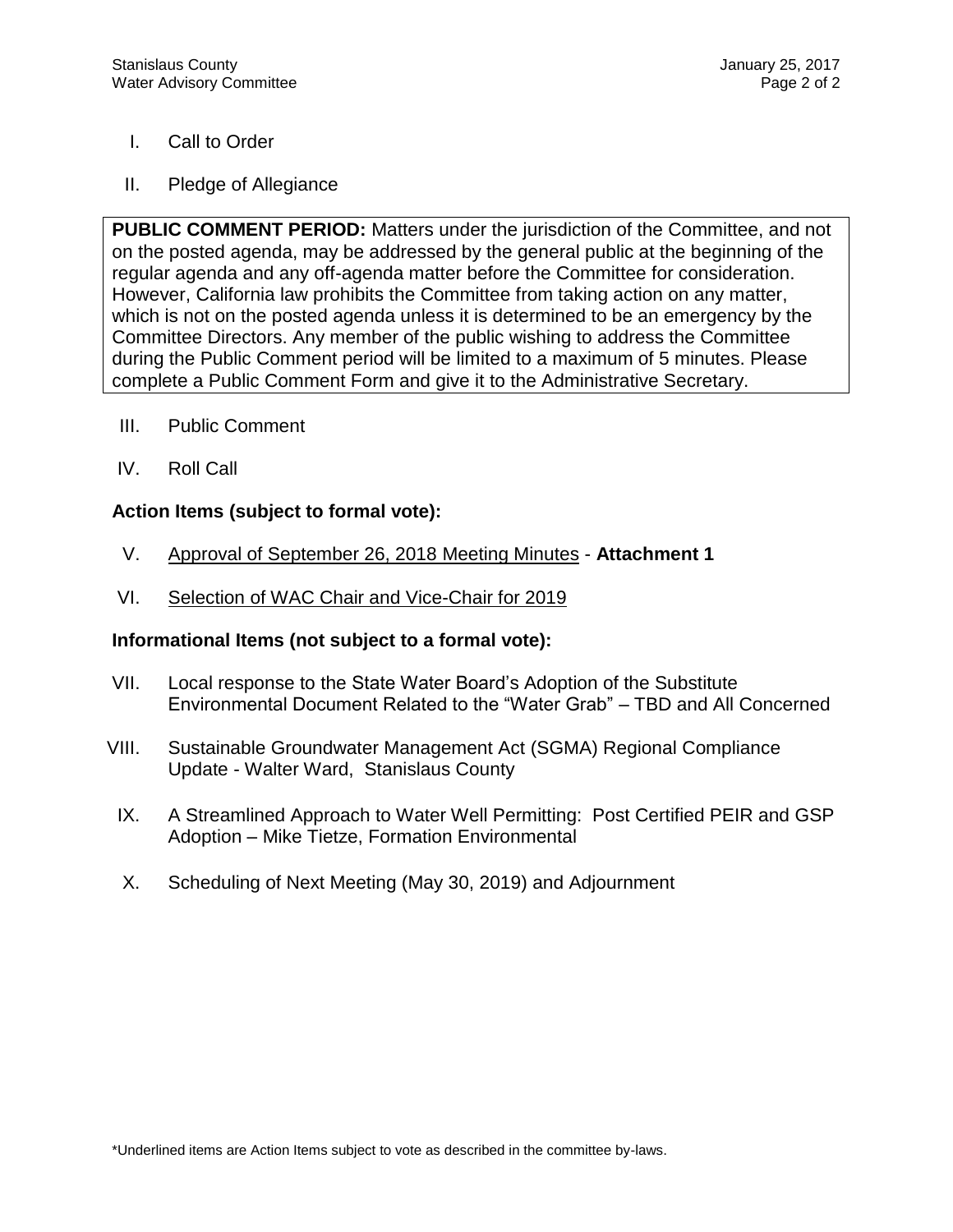I. Call to Order

II. Pledge of Allegiance

**PUBLIC COMMENT PERIOD:** Matters under the jurisdiction of the Committee, and not on the posted agenda, may be addressed by the general public at the beginning of the regular agenda and any off-agenda matter before the Committee for consideration. However, California law prohibits the Committee from taking action on any matter, which is not on the posted agenda unless it is determined to be an emergency by the Committee Directors. Any member of the public wishing to address the Committee during the Public Comment period will be limited to a maximum of 5 minutes. Please complete a Public Comment Form and give it to the Administrative Secretary.

III. Public Comment

IV. Roll Call

**Action Items (subject to formal vote):**

V. <u>Approval of September 26, 2018 Meeting Minutes</u> - **Attachment 1**

VI. <u>Selection of WAC Chair and Vice-Chair for 2019</u>

**Informational Items (not subject to a formal vote):**

VII. Local response to the State Water Board's Adoption of the Substitute Environmental Document Related to the "Water Grab" – TBD and All Concerned

VIII. Sustainable Groundwater Management Act (SGMA) Regional Compliance Update - Walter Ward, Stanislaus County

IX. A Streamlined Approach to Water Well Permitting: Post Certified PEIR and GSP Adoption – Mike Tietze, Formation Environmental

X. Scheduling of Next Meeting (May 30, 2019) and Adjournment

*Underlined items are Action Items subject to vote as described in the committee by-laws.